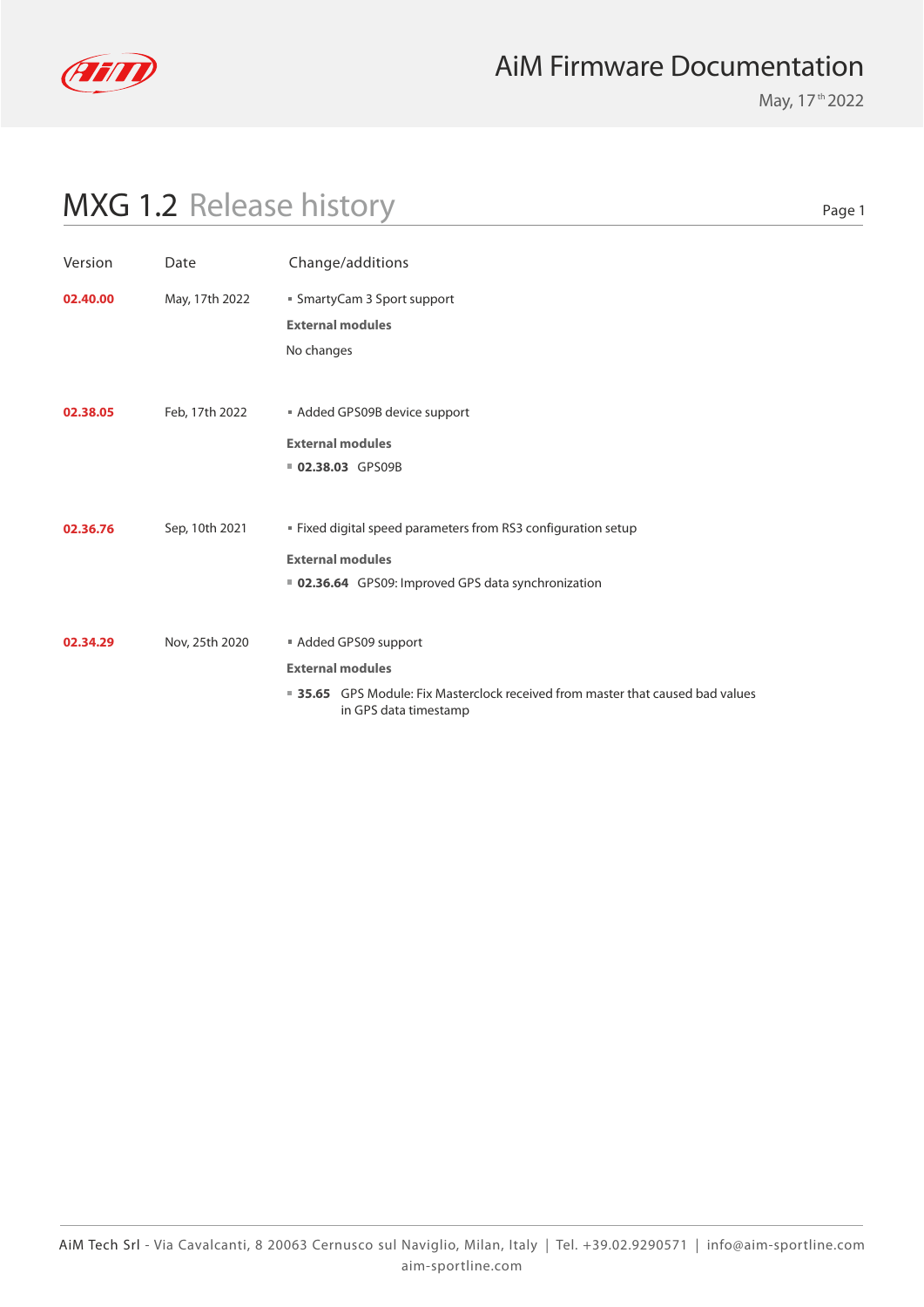# AiM Firmware Documentation

May, 17th 2022

## MXG 1.2 Release history

| Version | Date | Change/additions |
|---|---|---|
| **02.40.00** | May, 17th 2022 | ▪ SmartyCam 3 Sport support<br>**External modules**<br>No changes |
| **02.38.05** | Feb, 17th 2022 | ▪ Added GPS09B device support<br>**External modules**<br>▪ **02.38.03** GPS09B |
| **02.36.76** | Sep, 10th 2021 | ▪ Fixed digital speed parameters from RS3 configuration setup<br>**External modules**<br>▪ **02.36.64** GPS09: Improved GPS data synchronization |
| **02.34.29** | Nov, 25th 2020 | ▪ Added GPS09 support<br>**External modules**<br>▪ **35.65** GPS Module: Fix Masterclock received from master that caused bad values in GPS data timestamp |

AiM Tech Srl - Via Cavalcanti, 8 20063 Cernusco sul Naviglio, Milan, Italy | Tel. +39.02.9290571 | info@aim-sportline.com
aim-sportline.com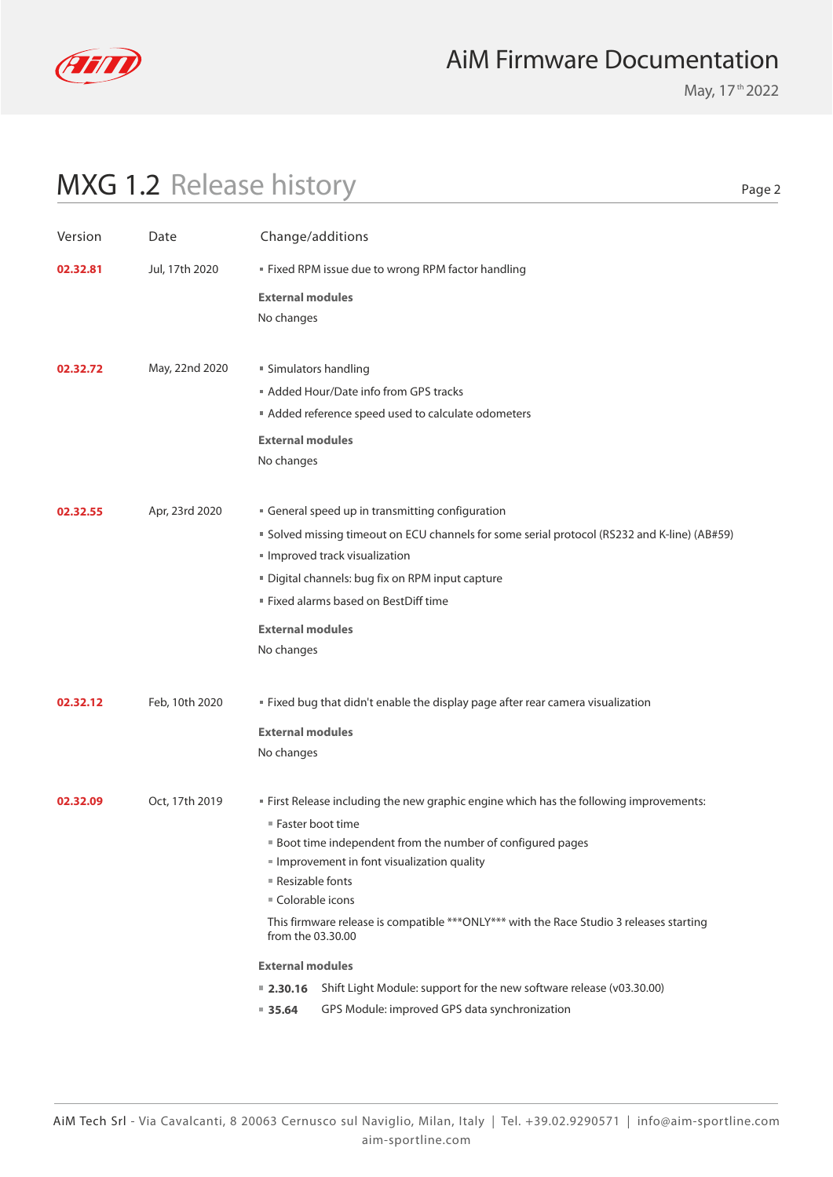# MXG 1.2 Release history

| Version | Date | Change/additions |
|---|---|---|
| **02.32.81** | Jul, 17th 2020 | ▪ Fixed RPM issue due to wrong RPM factor handling<br>**External modules**<br>No changes |
| **02.32.72** | May, 22nd 2020 | ▪ Simulators handling<br>▪ Added Hour/Date info from GPS tracks<br>▪ Added reference speed used to calculate odometers<br>**External modules**<br>No changes |
| **02.32.55** | Apr, 23rd 2020 | ▪ General speed up in transmitting configuration<br>▪ Solved missing timeout on ECU channels for some serial protocol (RS232 and K-line) (AB#59)<br>▪ Improved track visualization<br>▪ Digital channels: bug fix on RPM input capture<br>▪ Fixed alarms based on BestDiff time<br>**External modules**<br>No changes |
| **02.32.12** | Feb, 10th 2020 | ▪ Fixed bug that didn't enable the display page after rear camera visualization<br>**External modules**<br>No changes |
| **02.32.09** | Oct, 17th 2019 | ▪ First Release including the new graphic engine which has the following improvements:<br>  ▪ Faster boot time<br>  ▪ Boot time independent from the number of configured pages<br>  ▪ Improvement in font visualization quality<br>  ▪ Resizable fonts<br>  ▪ Colorable icons<br>This firmware release is compatible ***ONLY*** with the Race Studio 3 releases starting from the 03.30.00<br>**External modules**<br>▪ **2.30.16** Shift Light Module: support for the new software release (v03.30.00)<br>▪ **35.64** GPS Module: improved GPS data synchronization |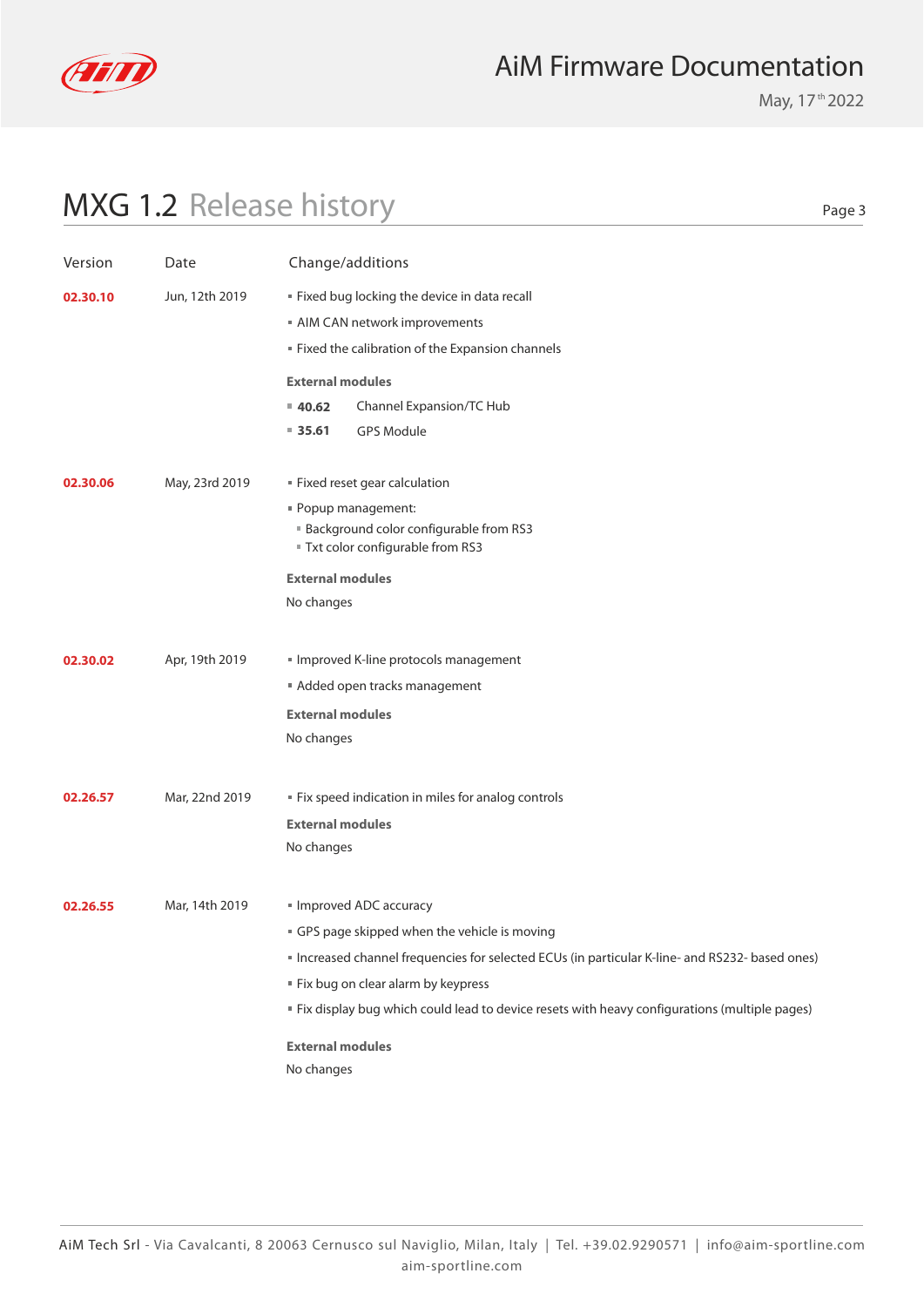# MXG 1.2 Release history

| Version | Date | Change/additions |
|---|---|---|
| **02.30.10** | Jun, 12th 2019 | ▪ Fixed bug locking the device in data recall<br>▪ AIM CAN network improvements<br>▪ Fixed the calibration of the Expansion channels<br>**External modules**<br>▪ **40.62** Channel Expansion/TC Hub<br>▪ **35.61** GPS Module |
| **02.30.06** | May, 23rd 2019 | ▪ Fixed reset gear calculation<br>▪ Popup management:<br>&nbsp;&nbsp;▪ Background color configurable from RS3<br>&nbsp;&nbsp;▪ Txt color configurable from RS3<br>**External modules**<br>No changes |
| **02.30.02** | Apr, 19th 2019 | ▪ Improved K-line protocols management<br>▪ Added open tracks management<br>**External modules**<br>No changes |
| **02.26.57** | Mar, 22nd 2019 | ▪ Fix speed indication in miles for analog controls<br>**External modules**<br>No changes |
| **02.26.55** | Mar, 14th 2019 | ▪ Improved ADC accuracy<br>▪ GPS page skipped when the vehicle is moving<br>▪ Increased channel frequencies for selected ECUs (in particular K-line- and RS232- based ones)<br>▪ Fix bug on clear alarm by keypress<br>▪ Fix display bug which could lead to device resets with heavy configurations (multiple pages)<br>**External modules**<br>No changes |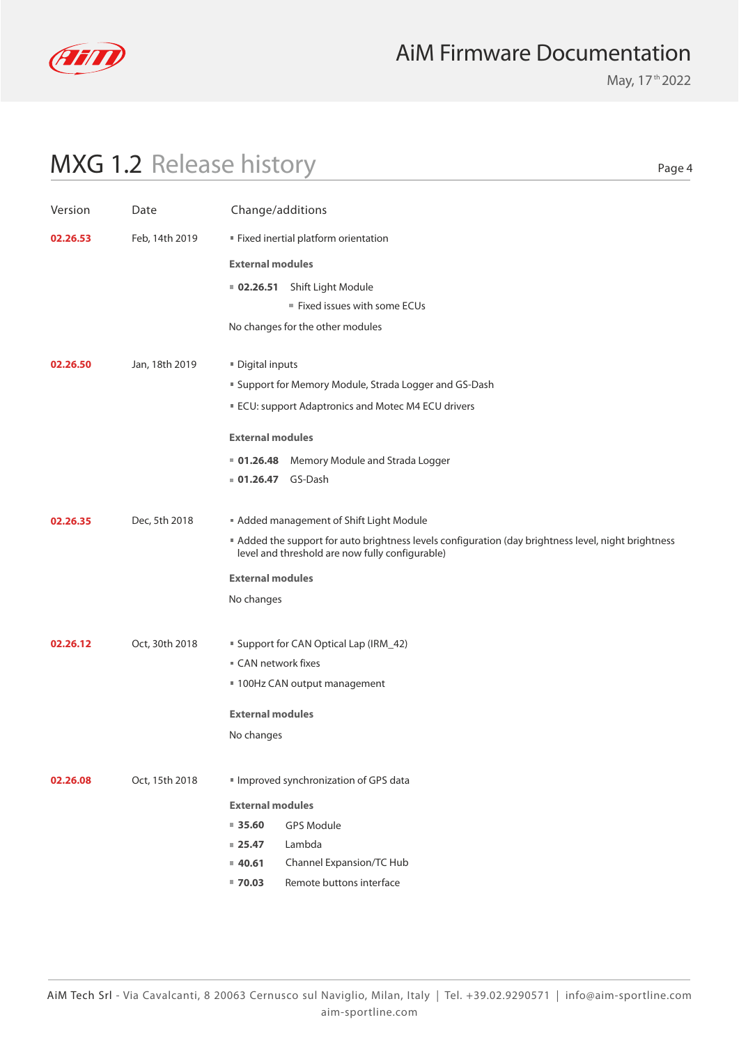## MXG 1.2 Release history

| Version | Date | Change/additions |
|---|---|---|
| **02.26.53** | Feb, 14th 2019 | ▪ Fixed inertial platform orientation<br><br>**External modules**<br><br>▪ **02.26.51** Shift Light Module<br>  ▪ Fixed issues with some ECUs<br><br>No changes for the other modules |
| **02.26.50** | Jan, 18th 2019 | ▪ Digital inputs<br>▪ Support for Memory Module, Strada Logger and GS-Dash<br>▪ ECU: support Adaptronics and Motec M4 ECU drivers<br><br>**External modules**<br><br>▪ **01.26.48** Memory Module and Strada Logger<br>▪ **01.26.47** GS-Dash |
| **02.26.35** | Dec, 5th 2018 | ▪ Added management of Shift Light Module<br>▪ Added the support for auto brightness levels configuration (day brightness level, night brightness level and threshold are now fully configurable)<br><br>**External modules**<br><br>No changes |
| **02.26.12** | Oct, 30th 2018 | ▪ Support for CAN Optical Lap (IRM_42)<br>▪ CAN network fixes<br>▪ 100Hz CAN output management<br><br>**External modules**<br><br>No changes |
| **02.26.08** | Oct, 15th 2018 | ▪ Improved synchronization of GPS data<br><br>**External modules**<br><br>▪ **35.60** GPS Module<br>▪ **25.47** Lambda<br>▪ **40.61** Channel Expansion/TC Hub<br>▪ **70.03** Remote buttons interface |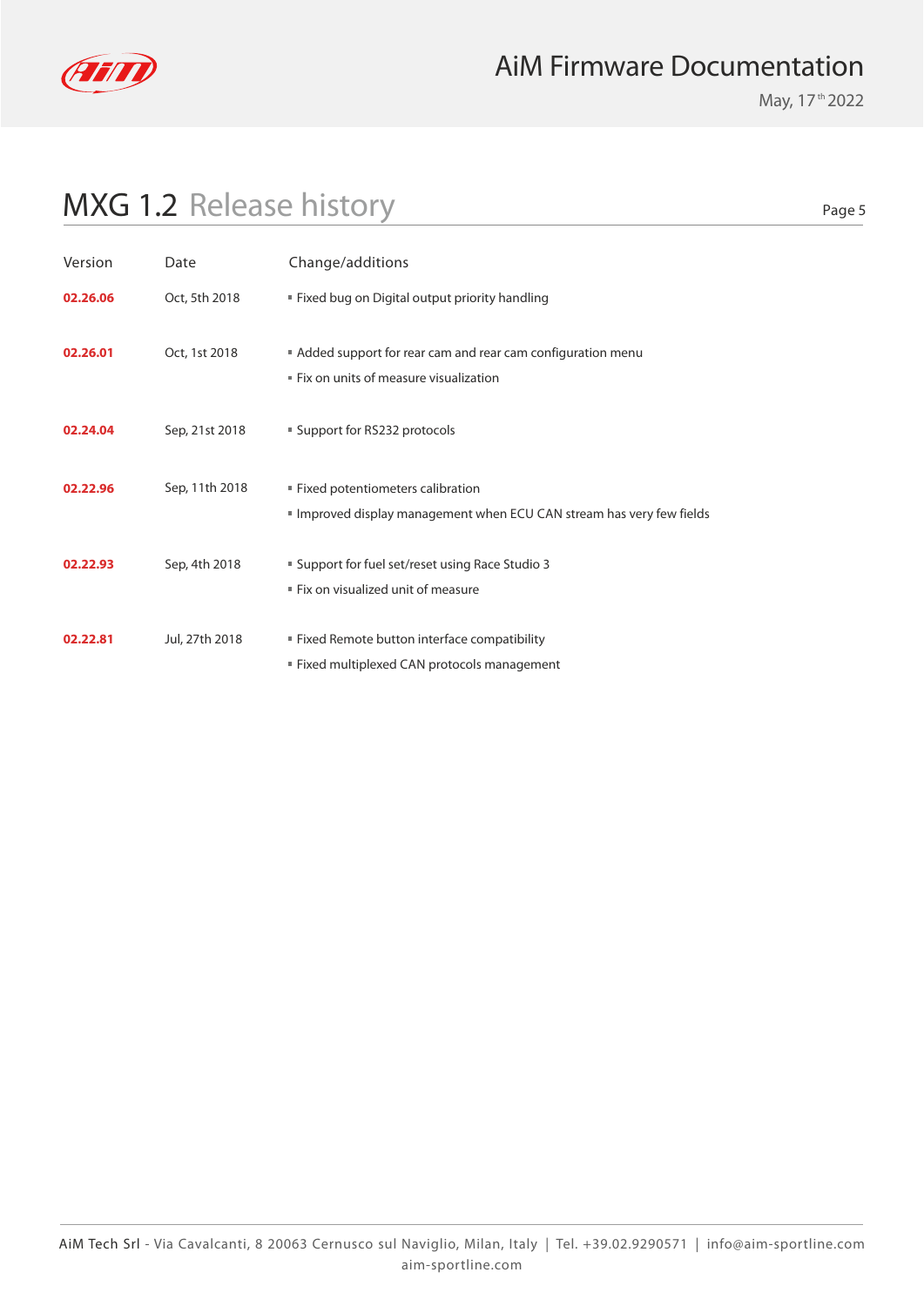# MXG 1.2 Release history

| Version | Date | Change/additions |
|---|---|---|
| **02.26.06** | Oct, 5th 2018 | ▪ Fixed bug on Digital output priority handling |
| **02.26.01** | Oct, 1st 2018 | ▪ Added support for rear cam and rear cam configuration menu<br>▪ Fix on units of measure visualization |
| **02.24.04** | Sep, 21st 2018 | ▪ Support for RS232 protocols |
| **02.22.96** | Sep, 11th 2018 | ▪ Fixed potentiometers calibration<br>▪ Improved display management when ECU CAN stream has very few fields |
| **02.22.93** | Sep, 4th 2018 | ▪ Support for fuel set/reset using Race Studio 3<br>▪ Fix on visualized unit of measure |
| **02.22.81** | Jul, 27th 2018 | ▪ Fixed Remote button interface compatibility<br>▪ Fixed multiplexed CAN protocols management |